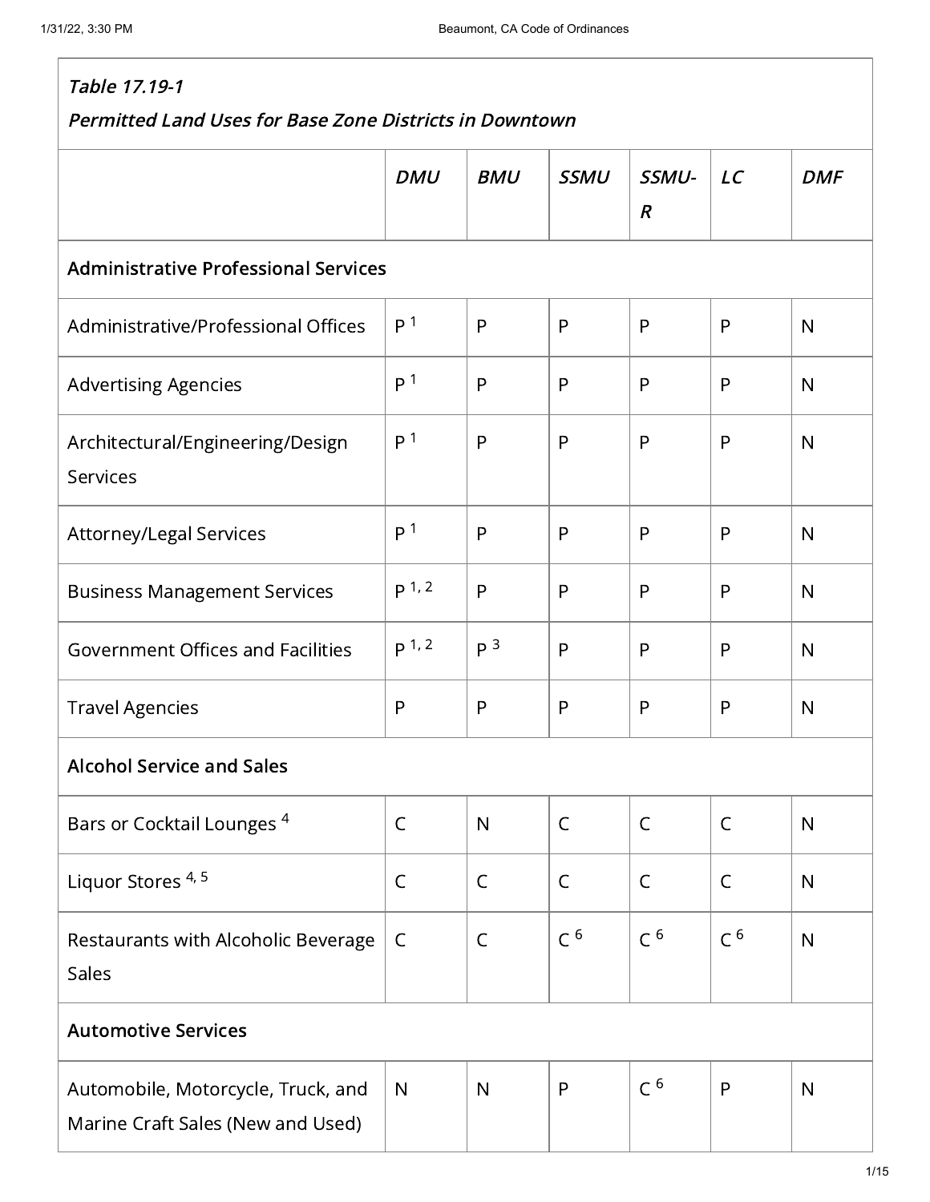*Table 17.19-1*

*Permitted Land Uses for Base Zone Districts in Downtown*

| | *DMU* | *BMU* | *SSMU* | *SSMU-R* | *LC* | *DMF* |
|---|---|---|---|---|---|---|
| **Administrative Professional Services** | | | | | | |
| Administrative/Professional Offices | P [1] | P | P | P | P | N |
| Advertising Agencies | P [1] | P | P | P | P | N |
| Architectural/Engineering/Design Services | P [1] | P | P | P | P | N |
| Attorney/Legal Services | P [1] | P | P | P | P | N |
| Business Management Services | P [1, 2] | P | P | P | P | N |
| Government Offices and Facilities | P [1, 2] | P [3] | P | P | P | N |
| Travel Agencies | P | P | P | P | P | N |
| **Alcohol Service and Sales** | | | | | | |
| Bars or Cocktail Lounges [4] | C | N | C | C | C | N |
| Liquor Stores [4, 5] | C | C | C | C | C | N |
| Restaurants with Alcoholic Beverage Sales | C | C | C [6] | C [6] | C [6] | N |
| **Automotive Services** | | | | | | |
| Automobile, Motorcycle, Truck, and Marine Craft Sales (New and Used) | N | N | P | C [6] | P | N |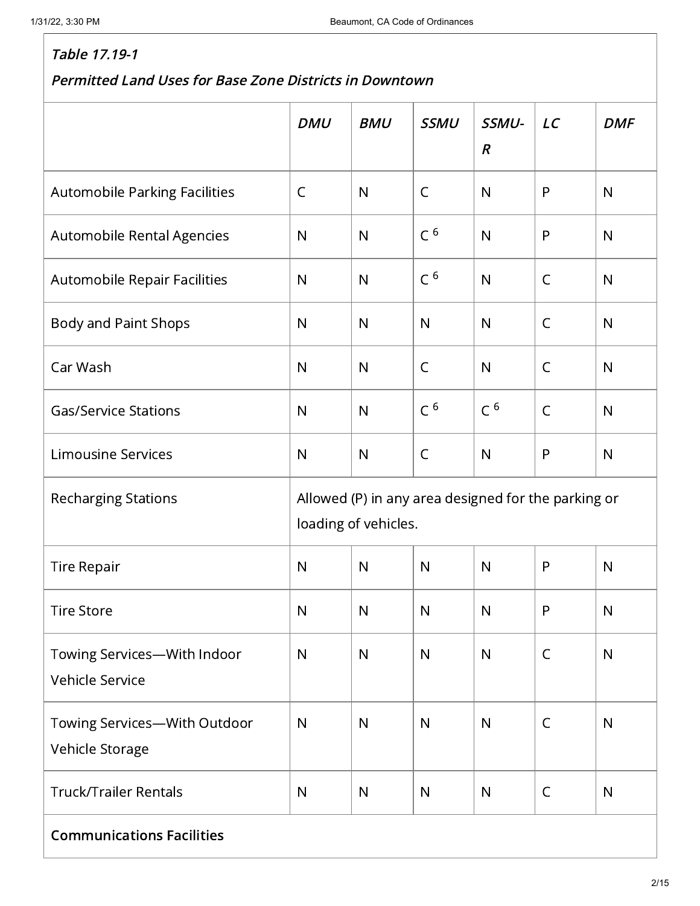*Table 17.19-1*

*Permitted Land Uses for Base Zone Districts in Downtown*

| | *DMU* | *BMU* | *SSMU* | *SSMU-R* | *LC* | *DMF* |
|---|---|---|---|---|---|---|
| Automobile Parking Facilities | C | N | C | N | P | N |
| Automobile Rental Agencies | N | N | C [6] | N | P | N |
| Automobile Repair Facilities | N | N | C [6] | N | C | N |
| Body and Paint Shops | N | N | N | N | C | N |
| Car Wash | N | N | C | N | C | N |
| Gas/Service Stations | N | N | C [6] | C [6] | C | N |
| Limousine Services | N | N | C | N | P | N |
| Recharging Stations | Allowed (P) in any area designed for the parking or loading of vehicles. | | | | | |
| Tire Repair | N | N | N | N | P | N |
| Tire Store | N | N | N | N | P | N |
| Towing Services—With Indoor Vehicle Service | N | N | N | N | C | N |
| Towing Services—With Outdoor Vehicle Storage | N | N | N | N | C | N |
| Truck/Trailer Rentals | N | N | N | N | C | N |
| **Communications Facilities** | | | | | | |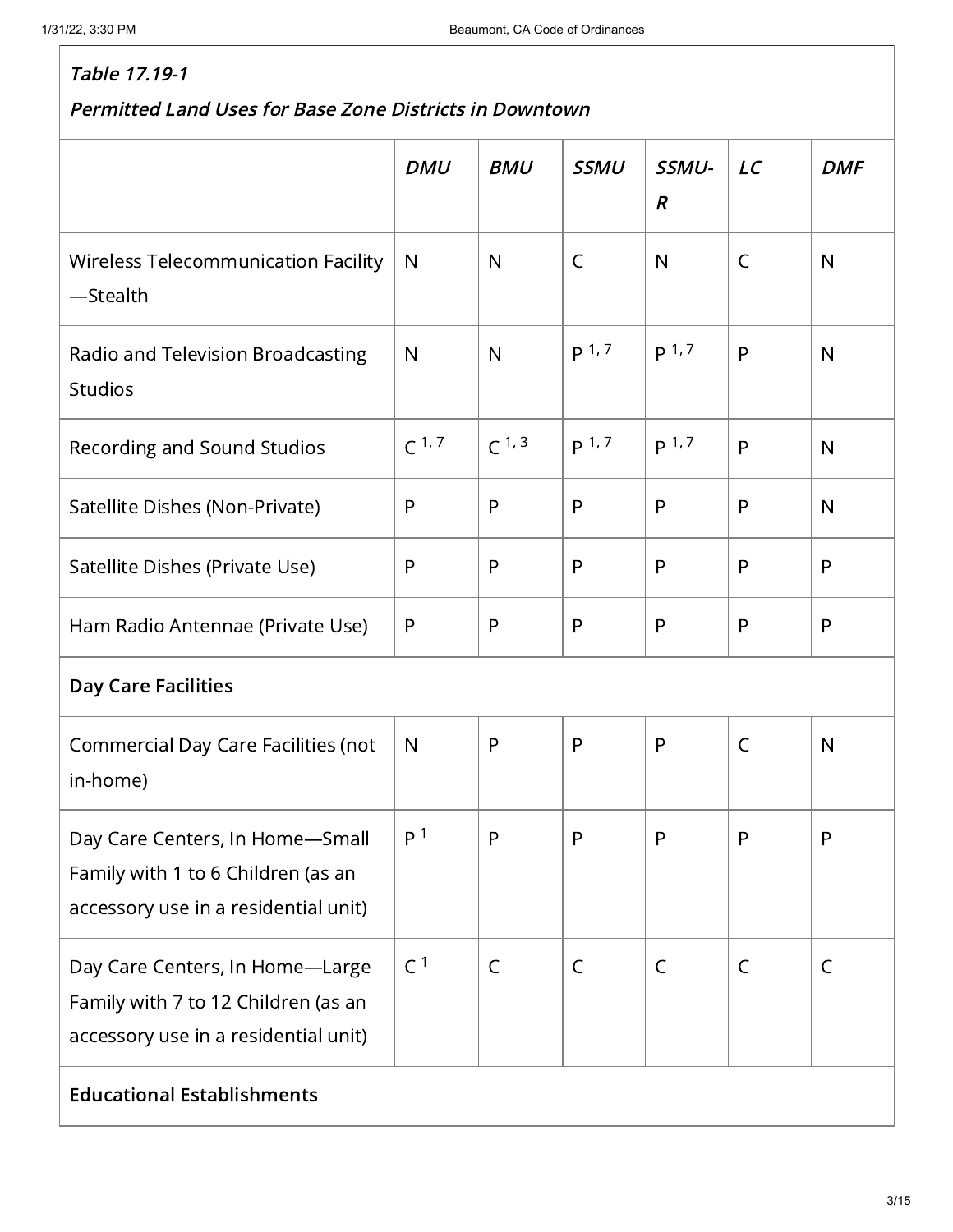*Table 17.19-1*

***Permitted Land Uses for Base Zone Districts in Downtown***

| | *DMU* | *BMU* | *SSMU* | *SSMU-R* | *LC* | *DMF* |
|---|---|---|---|---|---|---|
| Wireless Telecommunication Facility—Stealth | N | N | C | N | C | N |
| Radio and Television Broadcasting Studios | N | N | P [1, 7] | P [1, 7] | P | N |
| Recording and Sound Studios | C [1, 7] | C [1, 3] | P [1, 7] | P [1, 7] | P | N |
| Satellite Dishes (Non-Private) | P | P | P | P | P | N |
| Satellite Dishes (Private Use) | P | P | P | P | P | P |
| Ham Radio Antennae (Private Use) | P | P | P | P | P | P |
| **Day Care Facilities** | | | | | | |
| Commercial Day Care Facilities (not in-home) | N | P | P | P | C | N |
| Day Care Centers, In Home—Small Family with 1 to 6 Children (as an accessory use in a residential unit) | P [1] | P | P | P | P | P |
| Day Care Centers, In Home—Large Family with 7 to 12 Children (as an accessory use in a residential unit) | C [1] | C | C | C | C | C |
| **Educational Establishments** | | | | | | |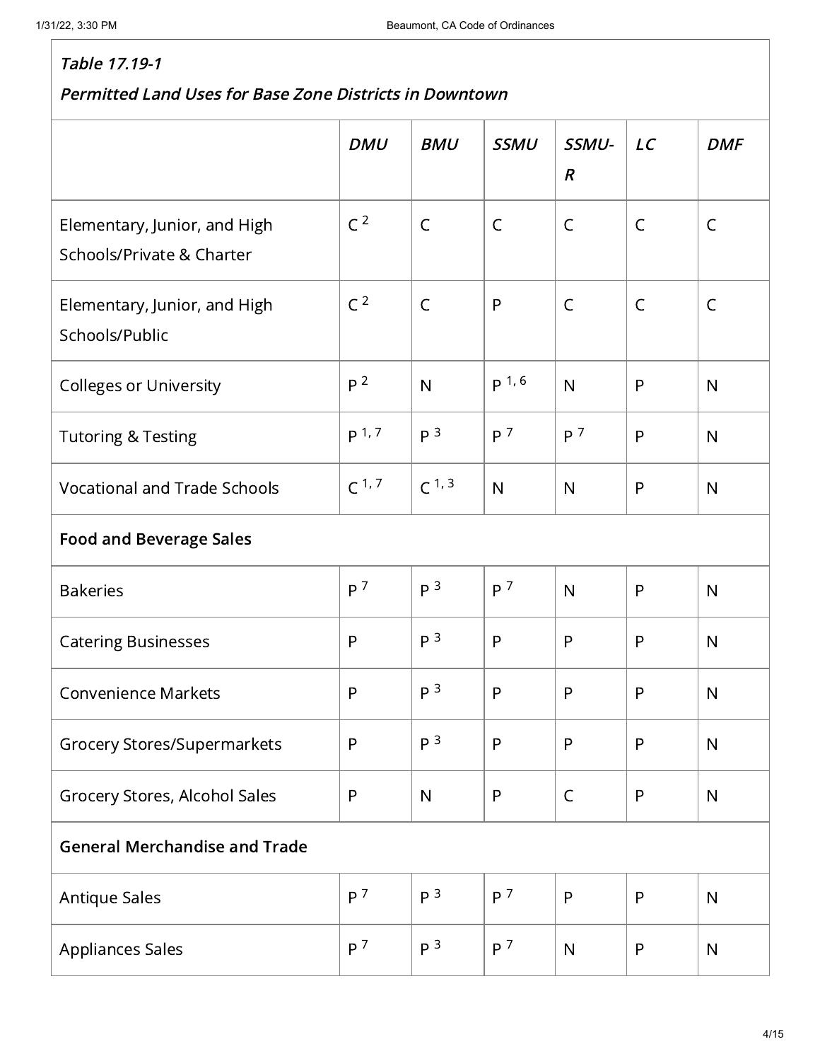*Table 17.19-1*

***Permitted Land Uses for Base Zone Districts in Downtown***

| | *DMU* | *BMU* | *SSMU* | *SSMU-R* | *LC* | *DMF* |
|---|---|---|---|---|---|---|
| Elementary, Junior, and High Schools/Private & Charter | C [2] | C | C | C | C | C |
| Elementary, Junior, and High Schools/Public | C [2] | C | P | C | C | C |
| Colleges or University | P [2] | N | P [1, 6] | N | P | N |
| Tutoring & Testing | P [1, 7] | P [3] | P [7] | P [7] | P | N |
| Vocational and Trade Schools | C [1, 7] | C [1, 3] | N | N | P | N |
| **Food and Beverage Sales** | | | | | | |
| Bakeries | P [7] | P [3] | P [7] | N | P | N |
| Catering Businesses | P | P [3] | P | P | P | N |
| Convenience Markets | P | P [3] | P | P | P | N |
| Grocery Stores/Supermarkets | P | P [3] | P | P | P | N |
| Grocery Stores, Alcohol Sales | P | N | P | C | P | N |
| **General Merchandise and Trade** | | | | | | |
| Antique Sales | P [7] | P [3] | P [7] | P | P | N |
| Appliances Sales | P [7] | P [3] | P [7] | N | P | N |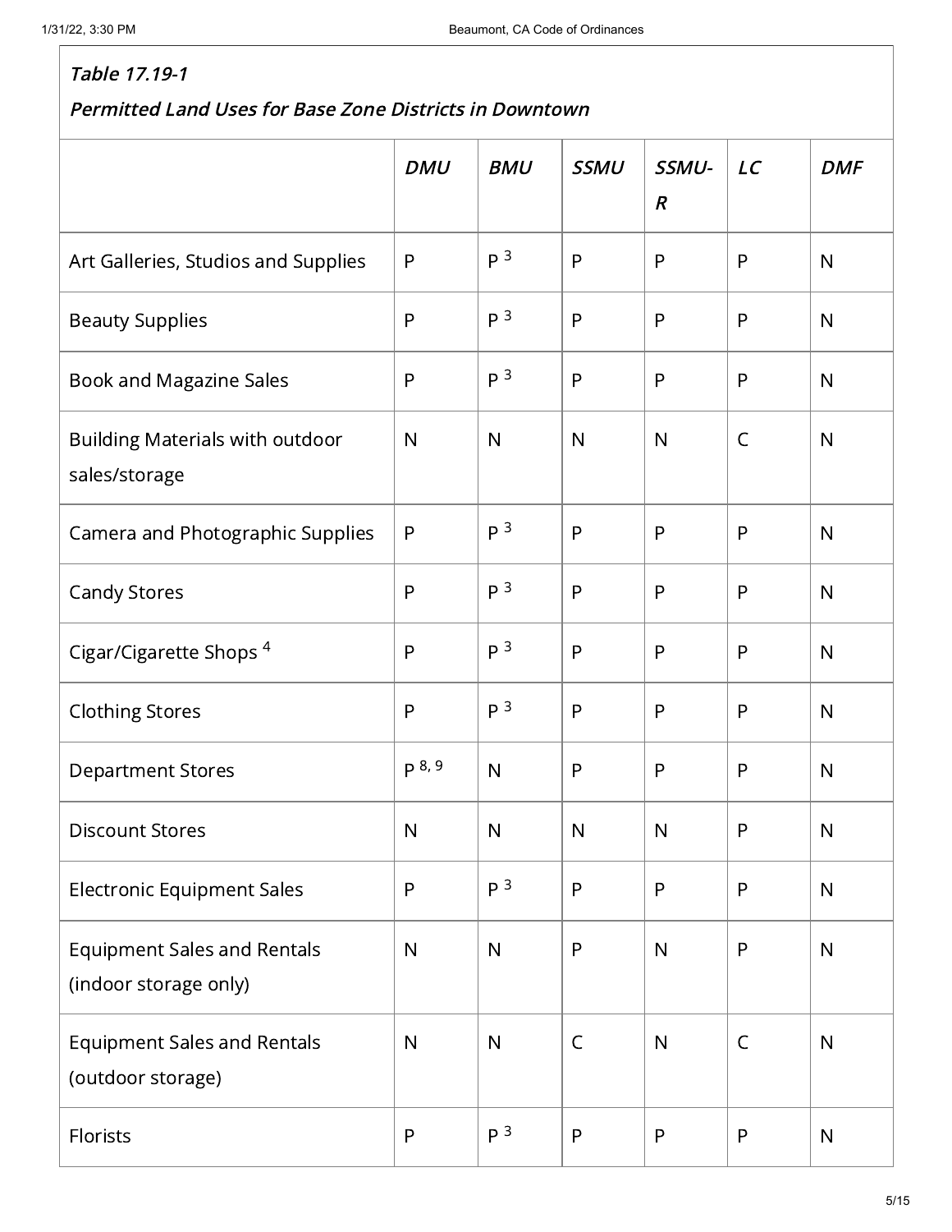***Table 17.19-1***

***Permitted Land Uses for Base Zone Districts in Downtown***

| | *DMU* | *BMU* | *SSMU* | *SSMU-R* | *LC* | *DMF* |
|---|---|---|---|---|---|---|
| Art Galleries, Studios and Supplies | P | P [3] | P | P | P | N |
| Beauty Supplies | P | P [3] | P | P | P | N |
| Book and Magazine Sales | P | P [3] | P | P | P | N |
| Building Materials with outdoor sales/storage | N | N | N | N | C | N |
| Camera and Photographic Supplies | P | P [3] | P | P | P | N |
| Candy Stores | P | P [3] | P | P | P | N |
| Cigar/Cigarette Shops [4] | P | P [3] | P | P | P | N |
| Clothing Stores | P | P [3] | P | P | P | N |
| Department Stores | P [8, 9] | N | P | P | P | N |
| Discount Stores | N | N | N | N | P | N |
| Electronic Equipment Sales | P | P [3] | P | P | P | N |
| Equipment Sales and Rentals (indoor storage only) | N | N | P | N | P | N |
| Equipment Sales and Rentals (outdoor storage) | N | N | C | N | C | N |
| Florists | P | P [3] | P | P | P | N |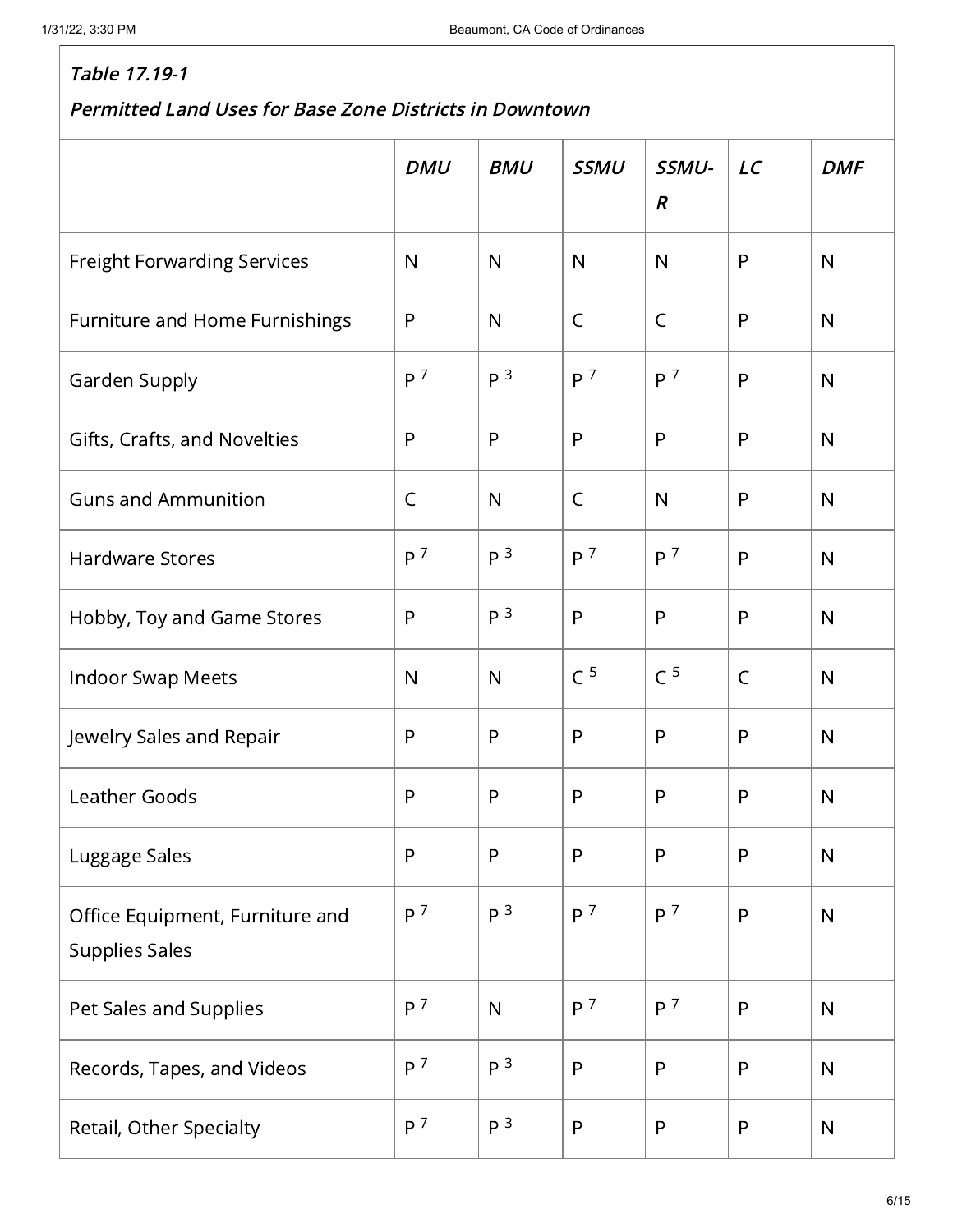***Table 17.19-1***

***Permitted Land Uses for Base Zone Districts in Downtown***

| | *DMU* | *BMU* | *SSMU* | *SSMU-R* | *LC* | *DMF* |
|---|---|---|---|---|---|---|
| Freight Forwarding Services | N | N | N | N | P | N |
| Furniture and Home Furnishings | P | N | C | C | P | N |
| Garden Supply | P [7] | P [3] | P [7] | P [7] | P | N |
| Gifts, Crafts, and Novelties | P | P | P | P | P | N |
| Guns and Ammunition | C | N | C | N | P | N |
| Hardware Stores | P [7] | P [3] | P [7] | P [7] | P | N |
| Hobby, Toy and Game Stores | P | P [3] | P | P | P | N |
| Indoor Swap Meets | N | N | C [5] | C [5] | C | N |
| Jewelry Sales and Repair | P | P | P | P | P | N |
| Leather Goods | P | P | P | P | P | N |
| Luggage Sales | P | P | P | P | P | N |
| Office Equipment, Furniture and Supplies Sales | P [7] | P [3] | P [7] | P [7] | P | N |
| Pet Sales and Supplies | P [7] | N | P [7] | P [7] | P | N |
| Records, Tapes, and Videos | P [7] | P [3] | P | P | P | N |
| Retail, Other Specialty | P [7] | P [3] | P | P | P | N |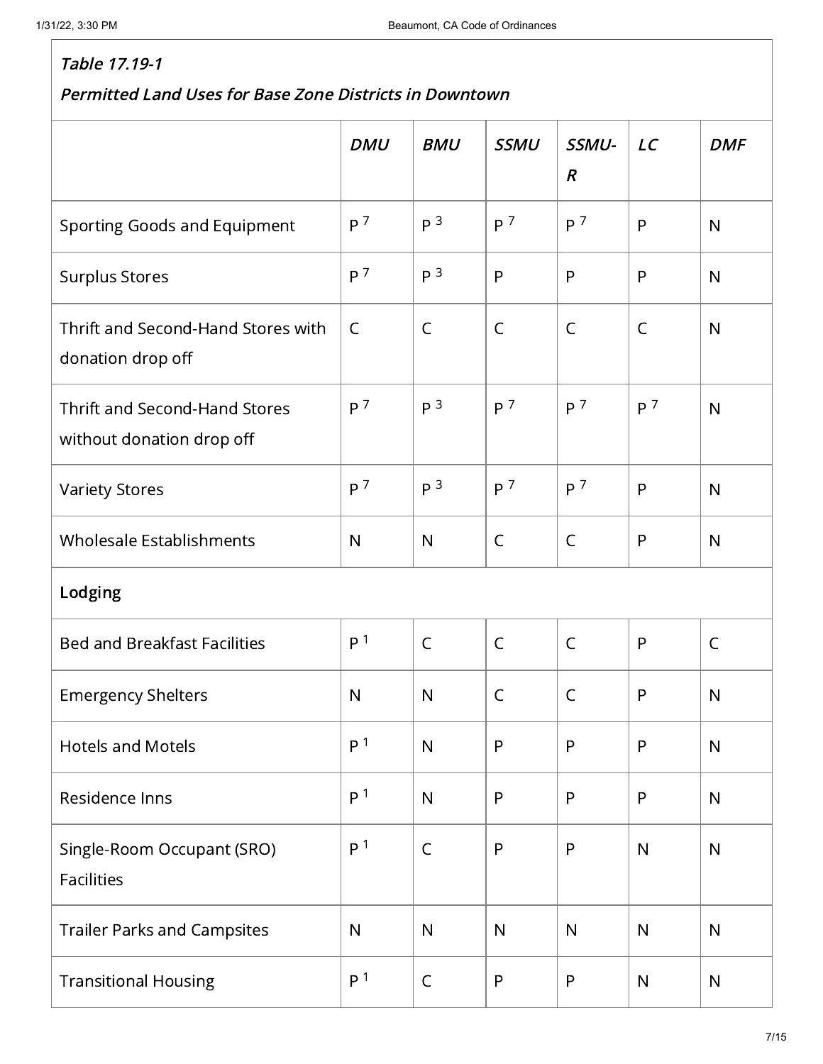*Table 17.19-1*

*Permitted Land Uses for Base Zone Districts in Downtown*

| | *DMU* | *BMU* | *SSMU* | *SSMU-R* | *LC* | *DMF* |
|---|---|---|---|---|---|---|
| Sporting Goods and Equipment | P [7] | P [3] | P [7] | P [7] | P | N |
| Surplus Stores | P [7] | P [3] | P | P | P | N |
| Thrift and Second-Hand Stores with donation drop off | C | C | C | C | C | N |
| Thrift and Second-Hand Stores without donation drop off | P [7] | P [3] | P [7] | P [7] | P [7] | N |
| Variety Stores | P [7] | P [3] | P [7] | P [7] | P | N |
| Wholesale Establishments | N | N | C | C | P | N |
| **Lodging** | | | | | | |
| Bed and Breakfast Facilities | P [1] | C | C | C | P | C |
| Emergency Shelters | N | N | C | C | P | N |
| Hotels and Motels | P [1] | N | P | P | P | N |
| Residence Inns | P [1] | N | P | P | P | N |
| Single-Room Occupant (SRO) Facilities | P [1] | C | P | P | N | N |
| Trailer Parks and Campsites | N | N | N | N | N | N |
| Transitional Housing | P [1] | C | P | P | N | N |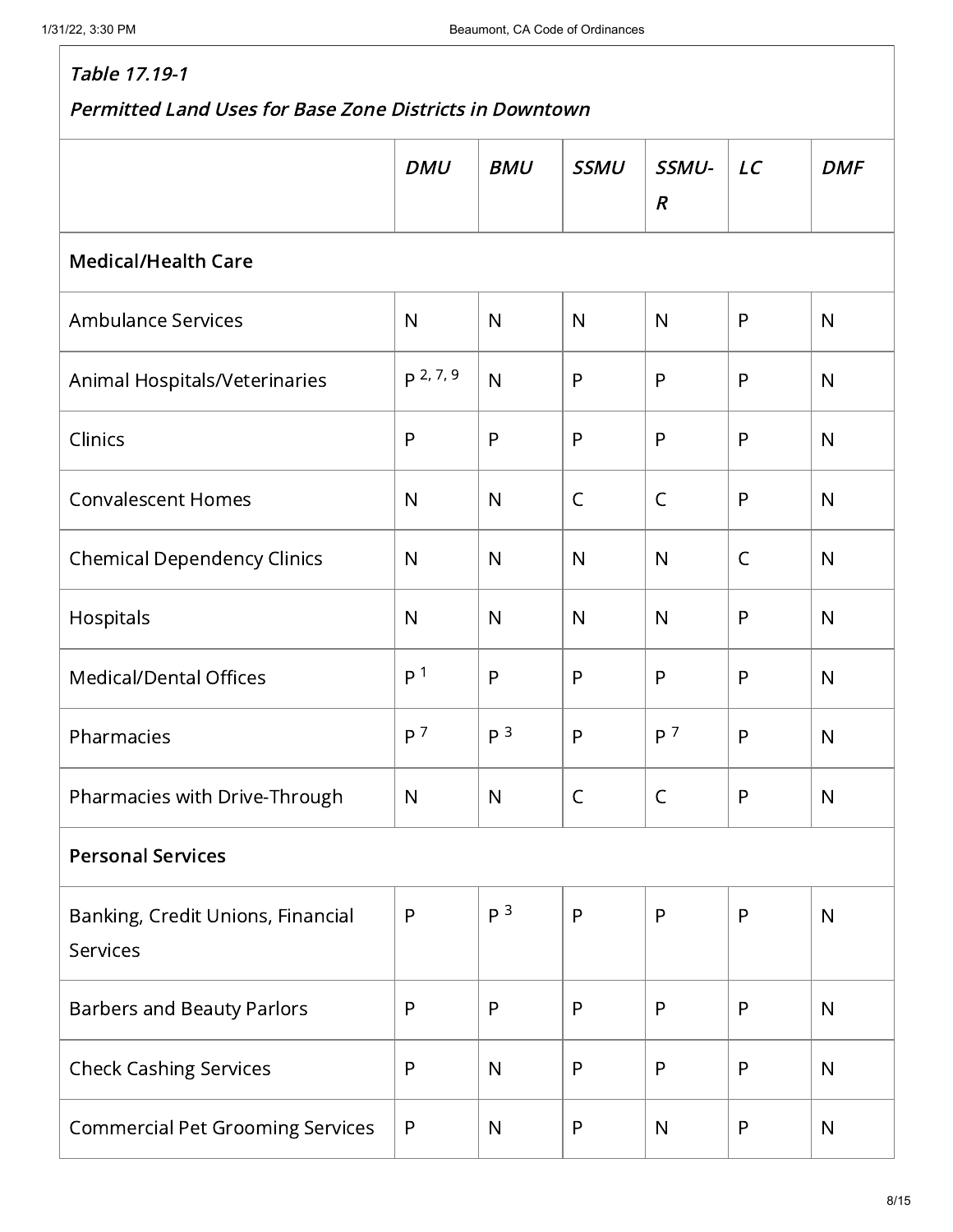*Table 17.19-1*

*Permitted Land Uses for Base Zone Districts in Downtown*

| | *DMU* | *BMU* | *SSMU* | *SSMU-R* | *LC* | *DMF* |
|---|---|---|---|---|---|---|
| **Medical/Health Care** | | | | | | |
| Ambulance Services | N | N | N | N | P | N |
| Animal Hospitals/Veterinaries | P [2, 7, 9] | N | P | P | P | N |
| Clinics | P | P | P | P | P | N |
| Convalescent Homes | N | N | C | C | P | N |
| Chemical Dependency Clinics | N | N | N | N | C | N |
| Hospitals | N | N | N | N | P | N |
| Medical/Dental Offices | P [1] | P | P | P | P | N |
| Pharmacies | P [7] | P [3] | P | P [7] | P | N |
| Pharmacies with Drive-Through | N | N | C | C | P | N |
| **Personal Services** | | | | | | |
| Banking, Credit Unions, Financial Services | P | P [3] | P | P | P | N |
| Barbers and Beauty Parlors | P | P | P | P | P | N |
| Check Cashing Services | P | N | P | P | P | N |
| Commercial Pet Grooming Services | P | N | P | N | P | N |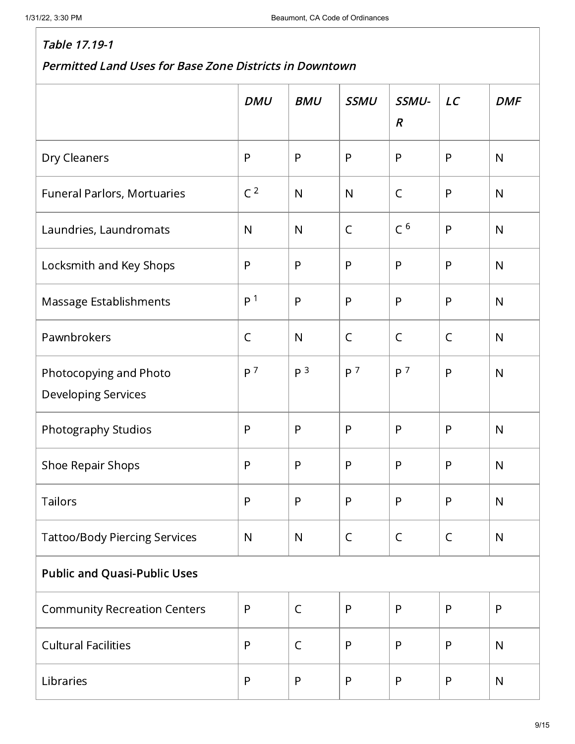*Table 17.19-1*

*Permitted Land Uses for Base Zone Districts in Downtown*

| | *DMU* | *BMU* | *SSMU* | *SSMU-R* | *LC* | *DMF* |
|---|---|---|---|---|---|---|
| Dry Cleaners | P | P | P | P | P | N |
| Funeral Parlors, Mortuaries | C [2] | N | N | C | P | N |
| Laundries, Laundromats | N | N | C | C [6] | P | N |
| Locksmith and Key Shops | P | P | P | P | P | N |
| Massage Establishments | P [1] | P | P | P | P | N |
| Pawnbrokers | C | N | C | C | C | N |
| Photocopying and Photo Developing Services | P [7] | P [3] | P [7] | P [7] | P | N |
| Photography Studios | P | P | P | P | P | N |
| Shoe Repair Shops | P | P | P | P | P | N |
| Tailors | P | P | P | P | P | N |
| Tattoo/Body Piercing Services | N | N | C | C | C | N |
| **Public and Quasi-Public Uses** | | | | | | |
| Community Recreation Centers | P | C | P | P | P | P |
| Cultural Facilities | P | C | P | P | P | N |
| Libraries | P | P | P | P | P | N |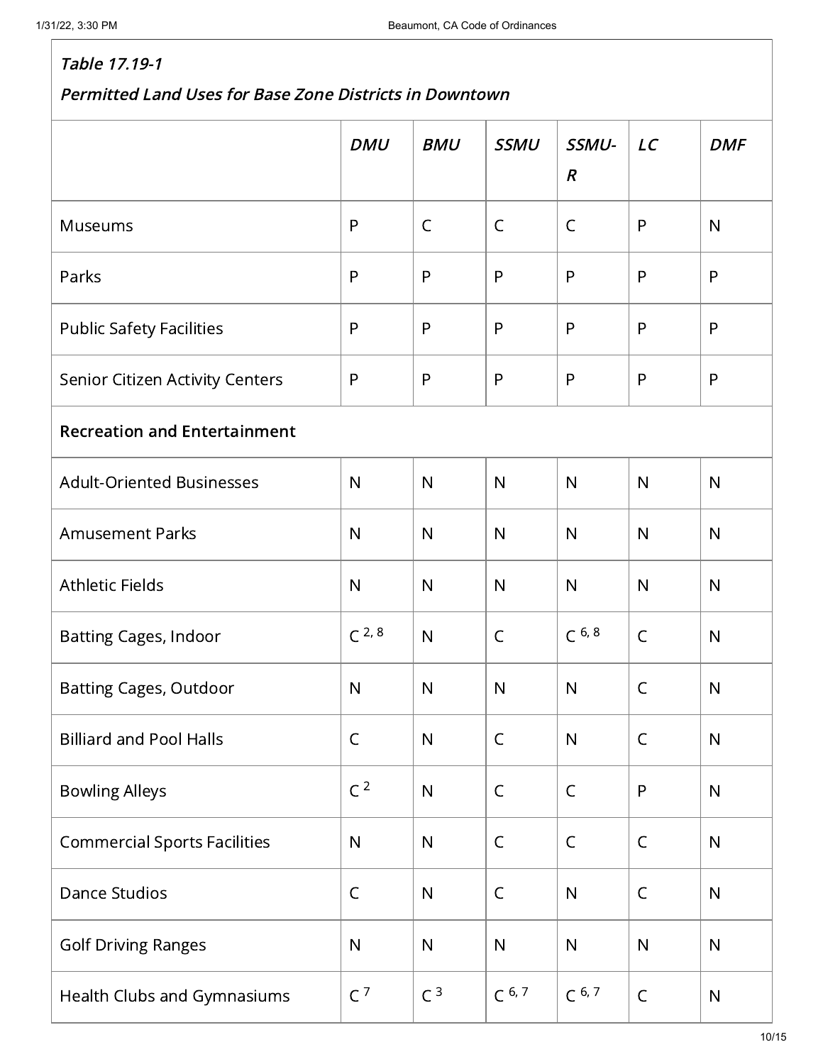*Table 17.19-1*

*Permitted Land Uses for Base Zone Districts in Downtown*

| | *DMU* | *BMU* | *SSMU* | *SSMU-R* | *LC* | *DMF* |
|---|---|---|---|---|---|---|
| Museums | P | C | C | C | P | N |
| Parks | P | P | P | P | P | P |
| Public Safety Facilities | P | P | P | P | P | P |
| Senior Citizen Activity Centers | P | P | P | P | P | P |
| **Recreation and Entertainment** | | | | | | |
| Adult-Oriented Businesses | N | N | N | N | N | N |
| Amusement Parks | N | N | N | N | N | N |
| Athletic Fields | N | N | N | N | N | N |
| Batting Cages, Indoor | C [2, 8] | N | C | C [6, 8] | C | N |
| Batting Cages, Outdoor | N | N | N | N | C | N |
| Billiard and Pool Halls | C | N | C | N | C | N |
| Bowling Alleys | C [2] | N | C | C | P | N |
| Commercial Sports Facilities | N | N | C | C | C | N |
| Dance Studios | C | N | C | N | C | N |
| Golf Driving Ranges | N | N | N | N | N | N |
| Health Clubs and Gymnasiums | C [7] | C [3] | C [6, 7] | C [6, 7] | C | N |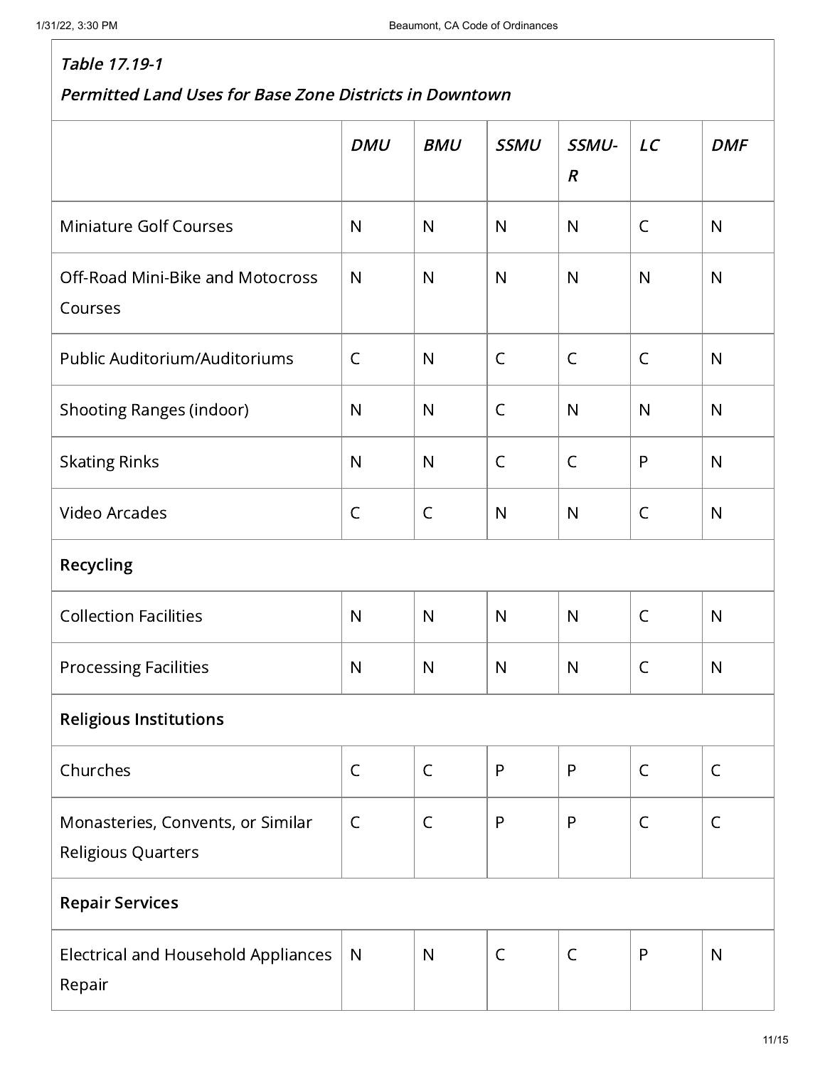*Table 17.19-1*

*Permitted Land Uses for Base Zone Districts in Downtown*

| | *DMU* | *BMU* | *SSMU* | *SSMU-R* | *LC* | *DMF* |
|---|---|---|---|---|---|---|
| Miniature Golf Courses | N | N | N | N | C | N |
| Off-Road Mini-Bike and Motocross Courses | N | N | N | N | N | N |
| Public Auditorium/Auditoriums | C | N | C | C | C | N |
| Shooting Ranges (indoor) | N | N | C | N | N | N |
| Skating Rinks | N | N | C | C | P | N |
| Video Arcades | C | C | N | N | C | N |
| **Recycling** | | | | | | |
| Collection Facilities | N | N | N | N | C | N |
| Processing Facilities | N | N | N | N | C | N |
| **Religious Institutions** | | | | | | |
| Churches | C | C | P | P | C | C |
| Monasteries, Convents, or Similar Religious Quarters | C | C | P | P | C | C |
| **Repair Services** | | | | | | |
| Electrical and Household Appliances Repair | N | N | C | C | P | N |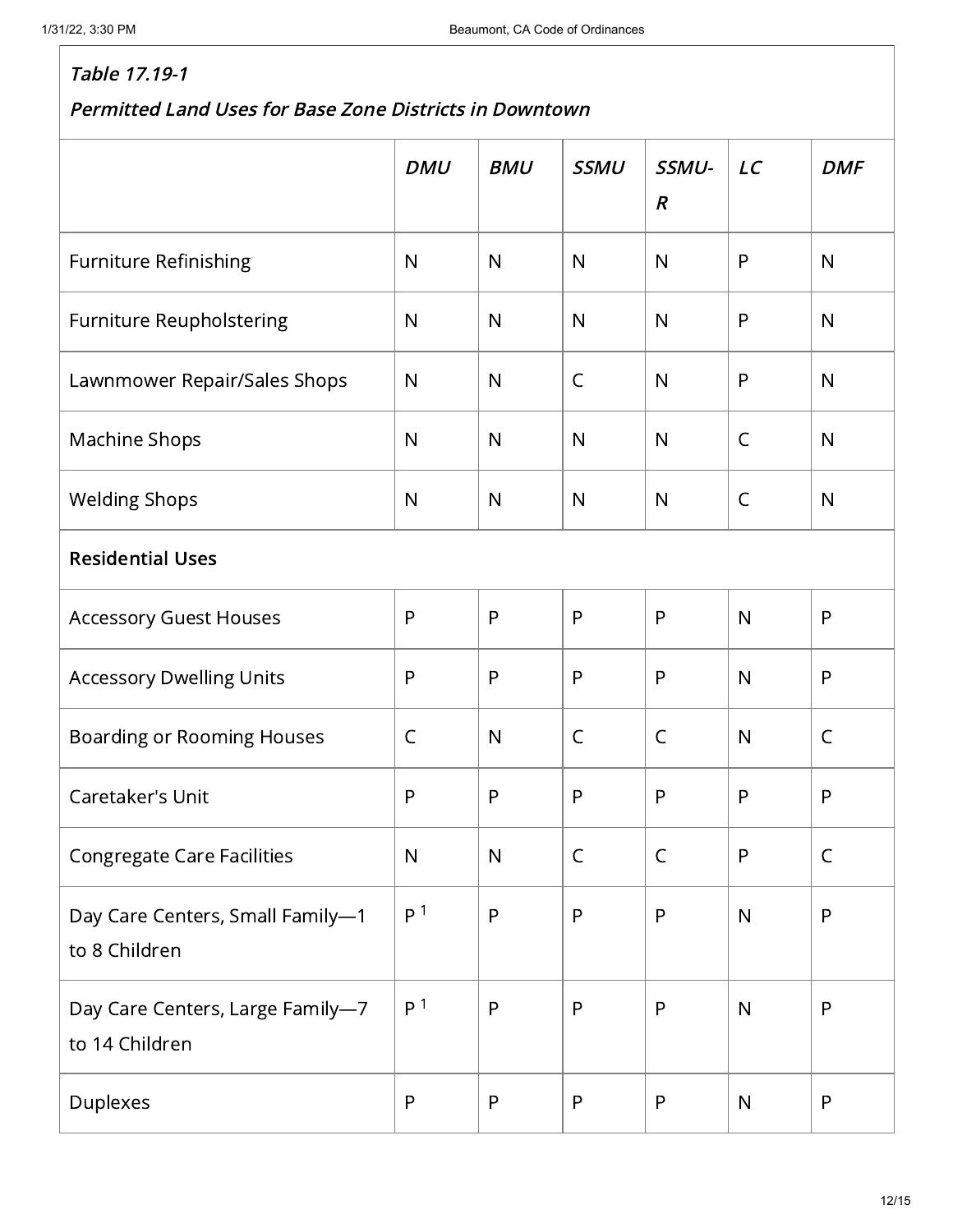*Table 17.19-1*

*Permitted Land Uses for Base Zone Districts in Downtown*

| | *DMU* | *BMU* | *SSMU* | *SSMU-R* | *LC* | *DMF* |
|---|---|---|---|---|---|---|
| Furniture Refinishing | N | N | N | N | P | N |
| Furniture Reupholstering | N | N | N | N | P | N |
| Lawnmower Repair/Sales Shops | N | N | C | N | P | N |
| Machine Shops | N | N | N | N | C | N |
| Welding Shops | N | N | N | N | C | N |
| **Residential Uses** | | | | | | |
| Accessory Guest Houses | P | P | P | P | N | P |
| Accessory Dwelling Units | P | P | P | P | N | P |
| Boarding or Rooming Houses | C | N | C | C | N | C |
| Caretaker's Unit | P | P | P | P | P | P |
| Congregate Care Facilities | N | N | C | C | P | C |
| Day Care Centers, Small Family—1 to 8 Children | P [1] | P | P | P | N | P |
| Day Care Centers, Large Family—7 to 14 Children | P [1] | P | P | P | N | P |
| Duplexes | P | P | P | P | N | P |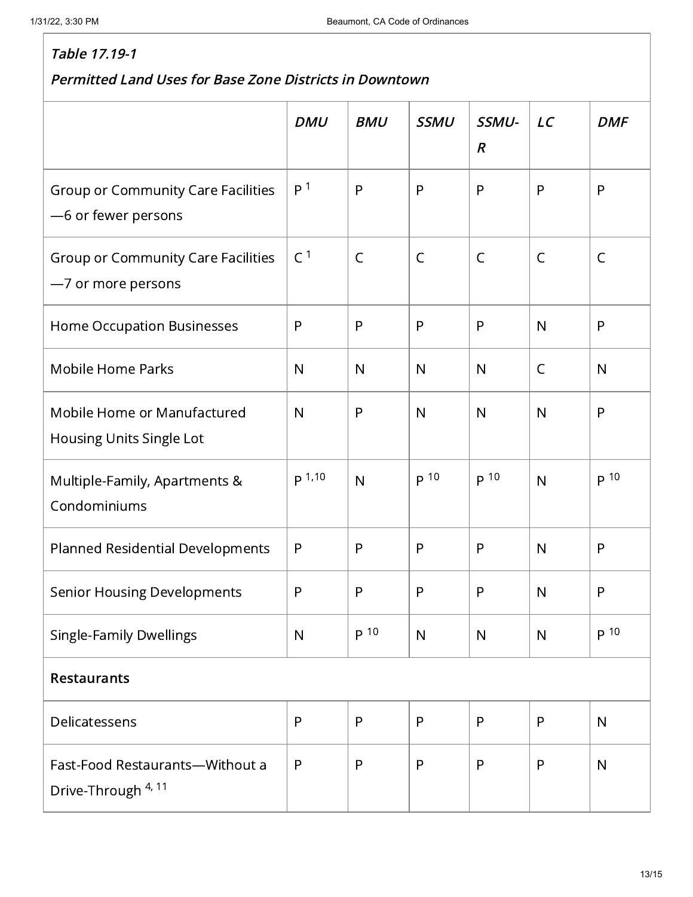*Table 17.19-1*

*Permitted Land Uses for Base Zone Districts in Downtown*

| | *DMU* | *BMU* | *SSMU* | *SSMU-R* | *LC* | *DMF* |
|---|---|---|---|---|---|---|
| Group or Community Care Facilities—6 or fewer persons | P [1] | P | P | P | P | P |
| Group or Community Care Facilities—7 or more persons | C [1] | C | C | C | C | C |
| Home Occupation Businesses | P | P | P | P | N | P |
| Mobile Home Parks | N | N | N | N | C | N |
| Mobile Home or Manufactured Housing Units Single Lot | N | P | N | N | N | P |
| Multiple-Family, Apartments & Condominiums | P [1,10] | N | P [10] | P [10] | N | P [10] |
| Planned Residential Developments | P | P | P | P | N | P |
| Senior Housing Developments | P | P | P | P | N | P |
| Single-Family Dwellings | N | P [10] | N | N | N | P [10] |
| **Restaurants** | | | | | | |
| Delicatessens | P | P | P | P | P | N |
| Fast-Food Restaurants—Without a Drive-Through [4, 11] | P | P | P | P | P | N |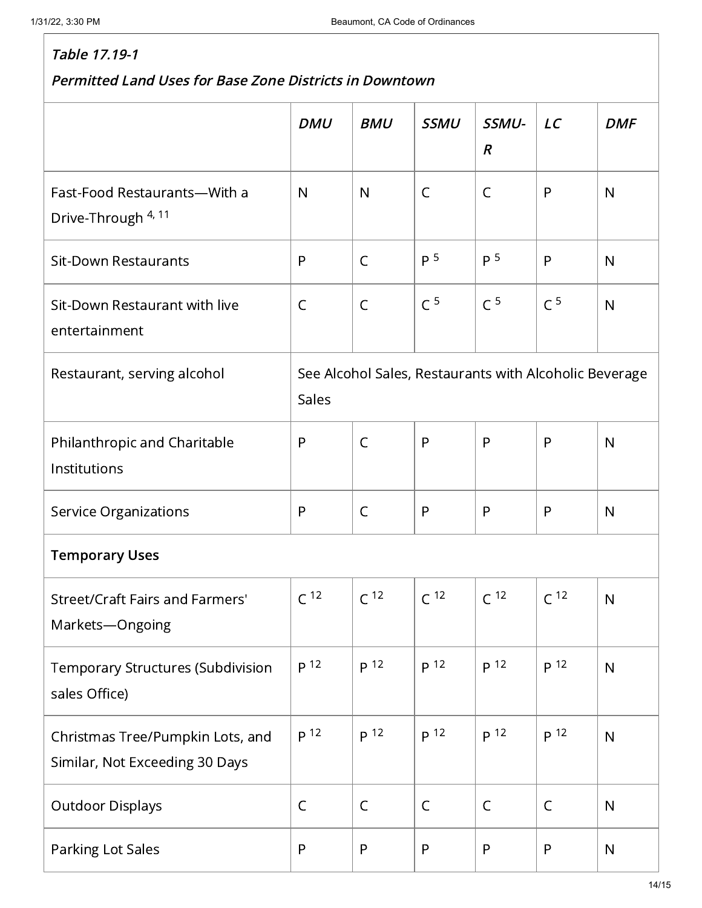*Table 17.19-1*

*Permitted Land Uses for Base Zone Districts in Downtown*

| | *DMU* | *BMU* | *SSMU* | *SSMU-R* | *LC* | *DMF* |
|---|---|---|---|---|---|---|
| Fast-Food Restaurants—With a Drive-Through [4, 11] | N | N | C | C | P | N |
| Sit-Down Restaurants | P | C | P [5] | P [5] | P | N |
| Sit-Down Restaurant with live entertainment | C | C | C [5] | C [5] | C [5] | N |
| Restaurant, serving alcohol | See Alcohol Sales, Restaurants with Alcoholic Beverage Sales | | | | | |
| Philanthropic and Charitable Institutions | P | C | P | P | P | N |
| Service Organizations | P | C | P | P | P | N |
| **Temporary Uses** | | | | | | |
| Street/Craft Fairs and Farmers' Markets—Ongoing | C [12] | C [12] | C [12] | C [12] | C [12] | N |
| Temporary Structures (Subdivision sales Office) | P [12] | P [12] | P [12] | P [12] | P [12] | N |
| Christmas Tree/Pumpkin Lots, and Similar, Not Exceeding 30 Days | P [12] | P [12] | P [12] | P [12] | P [12] | N |
| Outdoor Displays | C | C | C | C | C | N |
| Parking Lot Sales | P | P | P | P | P | N |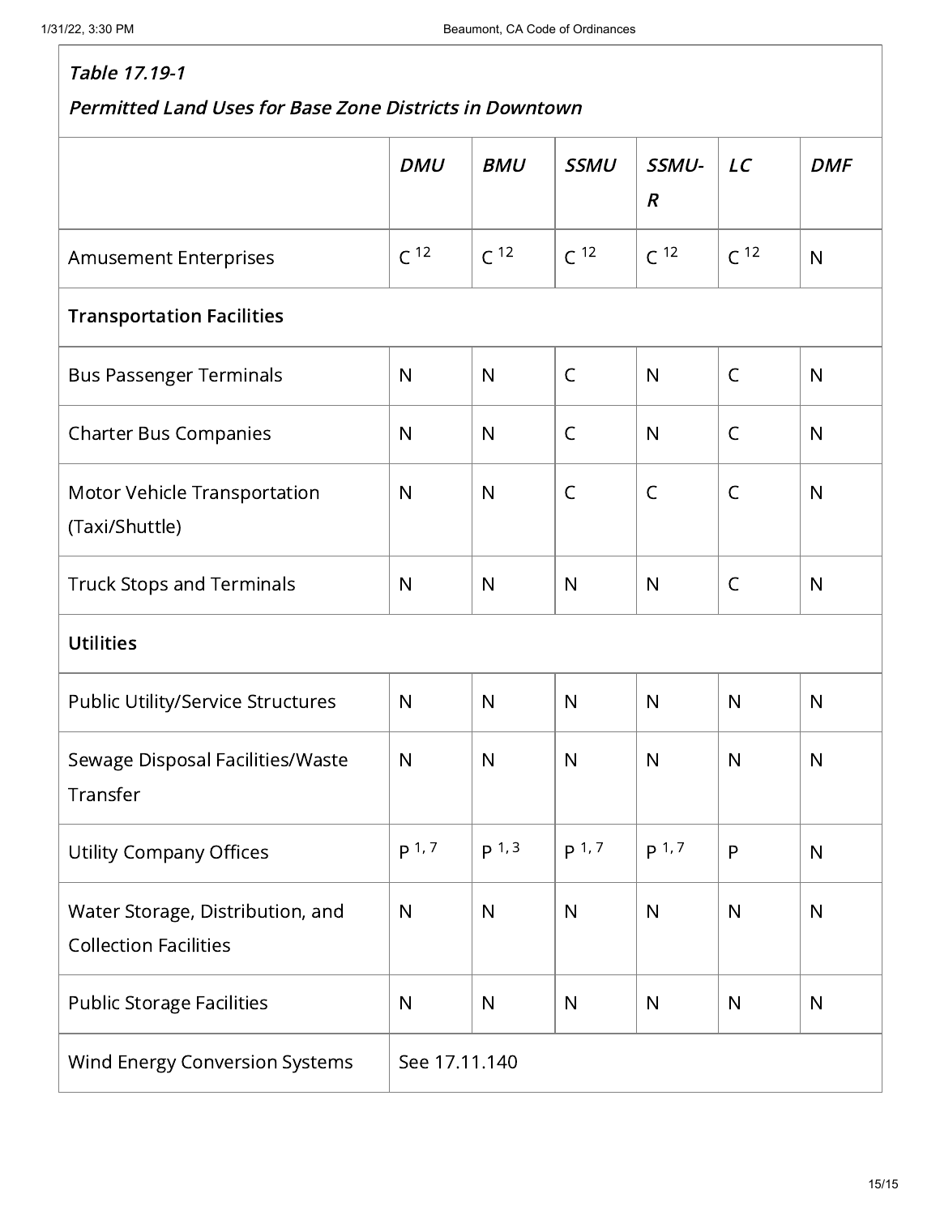*Table 17.19-1*

*Permitted Land Uses for Base Zone Districts in Downtown*

| | *DMU* | *BMU* | *SSMU* | *SSMU-R* | *LC* | *DMF* |
|---|---|---|---|---|---|---|
| Amusement Enterprises | C [12] | C [12] | C [12] | C [12] | C [12] | N |
| **Transportation Facilities** | | | | | | |
| Bus Passenger Terminals | N | N | C | N | C | N |
| Charter Bus Companies | N | N | C | N | C | N |
| Motor Vehicle Transportation (Taxi/Shuttle) | N | N | C | C | C | N |
| Truck Stops and Terminals | N | N | N | N | C | N |
| **Utilities** | | | | | | |
| Public Utility/Service Structures | N | N | N | N | N | N |
| Sewage Disposal Facilities/Waste Transfer | N | N | N | N | N | N |
| Utility Company Offices | P [1, 7] | P [1, 3] | P [1, 7] | P [1, 7] | P | N |
| Water Storage, Distribution, and Collection Facilities | N | N | N | N | N | N |
| Public Storage Facilities | N | N | N | N | N | N |
| Wind Energy Conversion Systems | See 17.11.140 | | | | | |